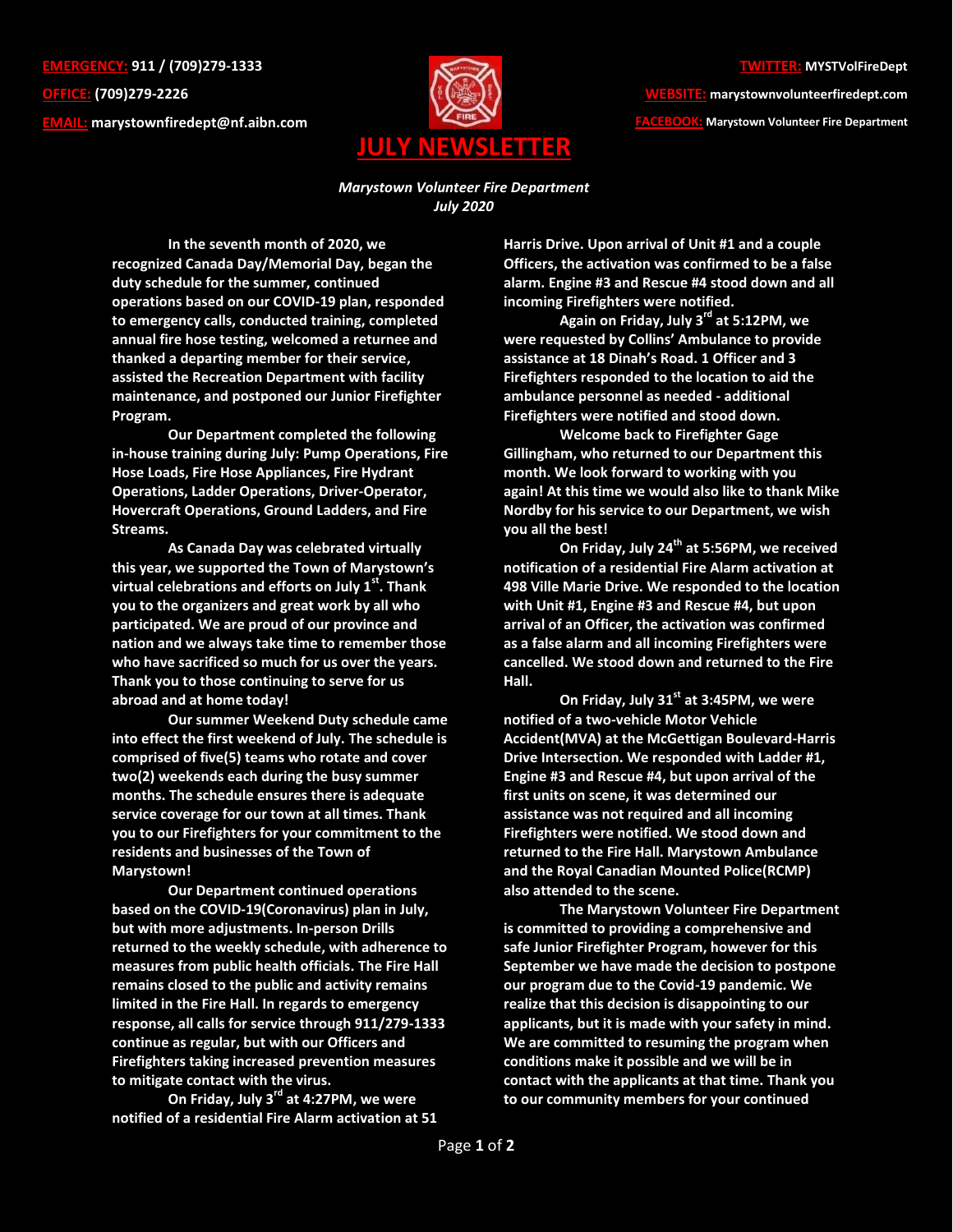**EMERGENCY:** 911 / (709)279-1333

**OFFICE:** (709)279-2226

**EMAIL:** marystownfiredept@nf.aibn.com

**TWITTER:** MYSTVolFireDept

**WEBSITE:** marystownvolunteerfiredept.com

**FACEBOOK:** Marystown Volunteer Fire Department

# JULY NEWSLETTER

*Marystown Volunteer Fire Department*
*July 2020*

In the seventh month of 2020, we recognized Canada Day/Memorial Day, began the duty schedule for the summer, continued operations based on our COVID-19 plan, responded to emergency calls, conducted training, completed annual fire hose testing, welcomed a returnee and thanked a departing member for their service, assisted the Recreation Department with facility maintenance, and postponed our Junior Firefighter Program.

Our Department completed the following in-house training during July: Pump Operations, Fire Hose Loads, Fire Hose Appliances, Fire Hydrant Operations, Ladder Operations, Driver-Operator, Hovercraft Operations, Ground Ladders, and Fire Streams.

As Canada Day was celebrated virtually this year, we supported the Town of Marystown's virtual celebrations and efforts on July 1st. Thank you to the organizers and great work by all who participated. We are proud of our province and nation and we always take time to remember those who have sacrificed so much for us over the years. Thank you to those continuing to serve for us abroad and at home today!

Our summer Weekend Duty schedule came into effect the first weekend of July. The schedule is comprised of five(5) teams who rotate and cover two(2) weekends each during the busy summer months. The schedule ensures there is adequate service coverage for our town at all times. Thank you to our Firefighters for your commitment to the residents and businesses of the Town of Marystown!

Our Department continued operations based on the COVID-19(Coronavirus) plan in July, but with more adjustments. In-person Drills returned to the weekly schedule, with adherence to measures from public health officials. The Fire Hall remains closed to the public and activity remains limited in the Fire Hall. In regards to emergency response, all calls for service through 911/279-1333 continue as regular, but with our Officers and Firefighters taking increased prevention measures to mitigate contact with the virus.

On Friday, July 3rd at 4:27PM, we were notified of a residential Fire Alarm activation at 51 Harris Drive. Upon arrival of Unit #1 and a couple Officers, the activation was confirmed to be a false alarm. Engine #3 and Rescue #4 stood down and all incoming Firefighters were notified.

Again on Friday, July 3rd at 5:12PM, we were requested by Collins' Ambulance to provide assistance at 18 Dinah's Road. 1 Officer and 3 Firefighters responded to the location to aid the ambulance personnel as needed - additional Firefighters were notified and stood down.

Welcome back to Firefighter Gage Gillingham, who returned to our Department this month. We look forward to working with you again! At this time we would also like to thank Mike Nordby for his service to our Department, we wish you all the best!

On Friday, July 24th at 5:56PM, we received notification of a residential Fire Alarm activation at 498 Ville Marie Drive. We responded to the location with Unit #1, Engine #3 and Rescue #4, but upon arrival of an Officer, the activation was confirmed as a false alarm and all incoming Firefighters were cancelled. We stood down and returned to the Fire Hall.

On Friday, July 31st at 3:45PM, we were notified of a two-vehicle Motor Vehicle Accident(MVA) at the McGettigan Boulevard-Harris Drive Intersection. We responded with Ladder #1, Engine #3 and Rescue #4, but upon arrival of the first units on scene, it was determined our assistance was not required and all incoming Firefighters were notified. We stood down and returned to the Fire Hall. Marystown Ambulance and the Royal Canadian Mounted Police(RCMP) also attended to the scene.

The Marystown Volunteer Fire Department is committed to providing a comprehensive and safe Junior Firefighter Program, however for this September we have made the decision to postpone our program due to the Covid-19 pandemic. We realize that this decision is disappointing to our applicants, but it is made with your safety in mind. We are committed to resuming the program when conditions make it possible and we will be in contact with the applicants at that time. Thank you to our community members for your continued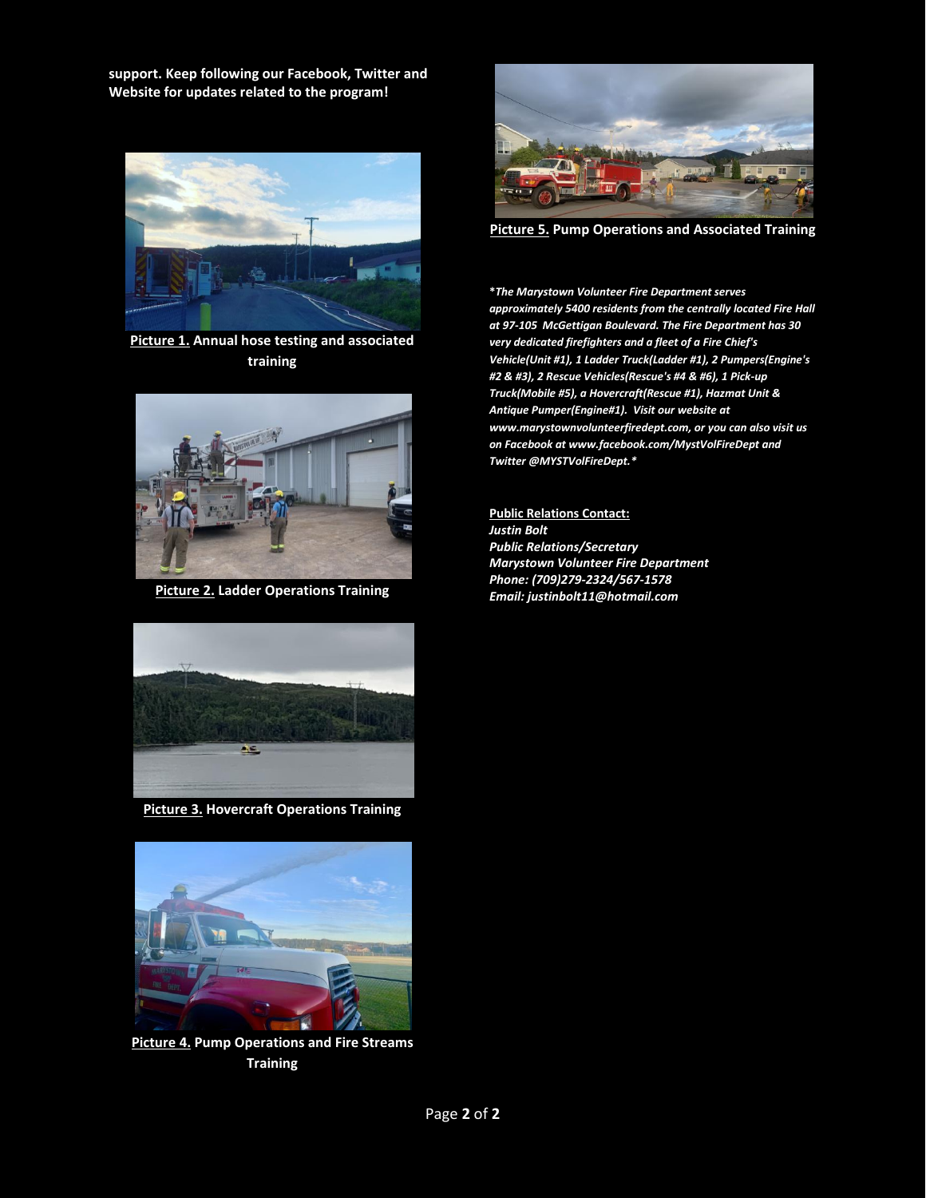**support. Keep following our Facebook, Twitter and Website for updates related to the program!**

**<u>Picture 1.</u> Annual hose testing and associated training**

**<u>Picture 2.</u> Ladder Operations Training**

**<u>Picture 3.</u> Hovercraft Operations Training**

**<u>Picture 4.</u> Pump Operations and Fire Streams Training**

**<u>Picture 5.</u> Pump Operations and Associated Training**

***The Marystown Volunteer Fire Department serves approximately 5400 residents from the centrally located Fire Hall at 97-105 McGettigan Boulevard. The Fire Department has 30 very dedicated firefighters and a fleet of a Fire Chief's Vehicle(Unit #1), 1 Ladder Truck(Ladder #1), 2 Pumpers(Engine's #2 & #3), 2 Rescue Vehicles(Rescue's #4 & #6), 1 Pick-up Truck(Mobile #5), a Hovercraft(Rescue #1), Hazmat Unit & Antique Pumper(Engine#1). Visit our website at www.marystownvolunteerfiredept.com, or you can also visit us on Facebook at www.facebook.com/MystVolFireDept and Twitter @MYSTVolFireDept.***

***<u>Public Relations Contact:</u>***
***Justin Bolt***
***Public Relations/Secretary***
***Marystown Volunteer Fire Department***
***Phone: (709)279-2324/567-1578***
***Email: justinbolt11@hotmail.com***